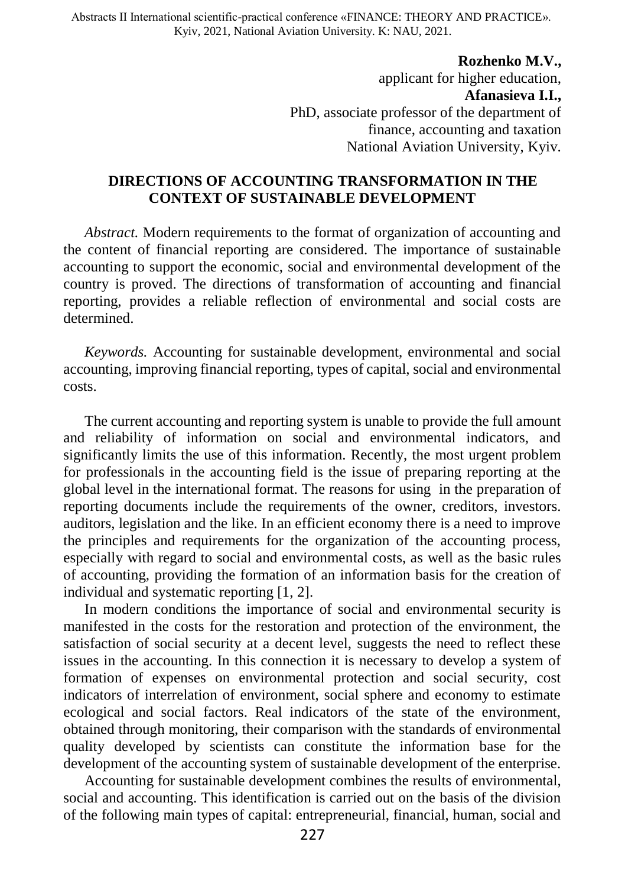**Rozhenko M.V.,**
applicant for higher education,
**Afanasieva I.I.,**
PhD, associate professor of the department of
finance, accounting and taxation
National Aviation University, Kyiv.

## DIRECTIONS OF ACCOUNTING TRANSFORMATION IN THE CONTEXT OF SUSTAINABLE DEVELOPMENT

*Abstract.* Modern requirements to the format of organization of accounting and the content of financial reporting are considered. The importance of sustainable accounting to support the economic, social and environmental development of the country is proved. The directions of transformation of accounting and financial reporting, provides a reliable reflection of environmental and social costs are determined.

*Keywords.* Accounting for sustainable development, environmental and social accounting, improving financial reporting, types of capital, social and environmental costs.

The current accounting and reporting system is unable to provide the full amount and reliability of information on social and environmental indicators, and significantly limits the use of this information. Recently, the most urgent problem for professionals in the accounting field is the issue of preparing reporting at the global level in the international format. The reasons for using in the preparation of reporting documents include the requirements of the owner, creditors, investors. auditors, legislation and the like. In an efficient economy there is a need to improve the principles and requirements for the organization of the accounting process, especially with regard to social and environmental costs, as well as the basic rules of accounting, providing the formation of an information basis for the creation of individual and systematic reporting [1, 2].

In modern conditions the importance of social and environmental security is manifested in the costs for the restoration and protection of the environment, the satisfaction of social security at a decent level, suggests the need to reflect these issues in the accounting. In this connection it is necessary to develop a system of formation of expenses on environmental protection and social security, cost indicators of interrelation of environment, social sphere and economy to estimate ecological and social factors. Real indicators of the state of the environment, obtained through monitoring, their comparison with the standards of environmental quality developed by scientists can constitute the information base for the development of the accounting system of sustainable development of the enterprise.

Accounting for sustainable development combines the results of environmental, social and accounting. This identification is carried out on the basis of the division of the following main types of capital: entrepreneurial, financial, human, social and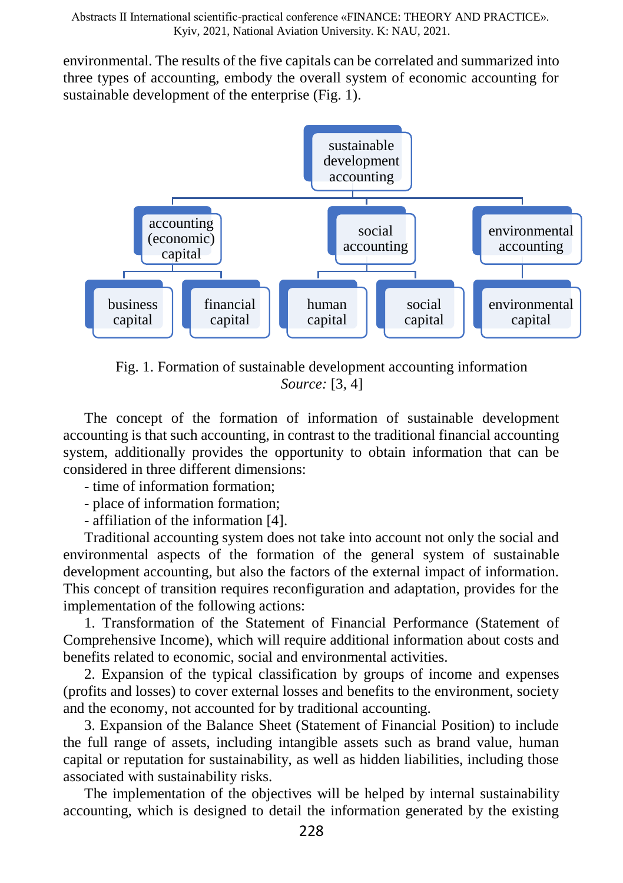environmental. The results of the five capitals can be correlated and summarized into three types of accounting, embody the overall system of economic accounting for sustainable development of the enterprise (Fig. 1).

Fig. 1. Formation of sustainable development accounting information
*Source:* [3, 4]

The concept of the formation of information of sustainable development accounting is that such accounting, in contrast to the traditional financial accounting system, additionally provides the opportunity to obtain information that can be considered in three different dimensions:

- time of information formation;
- place of information formation;
- affiliation of the information [4].

Traditional accounting system does not take into account not only the social and environmental aspects of the formation of the general system of sustainable development accounting, but also the factors of the external impact of information. This concept of transition requires reconfiguration and adaptation, provides for the implementation of the following actions:

1. Transformation of the Statement of Financial Performance (Statement of Comprehensive Income), which will require additional information about costs and benefits related to economic, social and environmental activities.

2. Expansion of the typical classification by groups of income and expenses (profits and losses) to cover external losses and benefits to the environment, society and the economy, not accounted for by traditional accounting.

3. Expansion of the Balance Sheet (Statement of Financial Position) to include the full range of assets, including intangible assets such as brand value, human capital or reputation for sustainability, as well as hidden liabilities, including those associated with sustainability risks.

The implementation of the objectives will be helped by internal sustainability accounting, which is designed to detail the information generated by the existing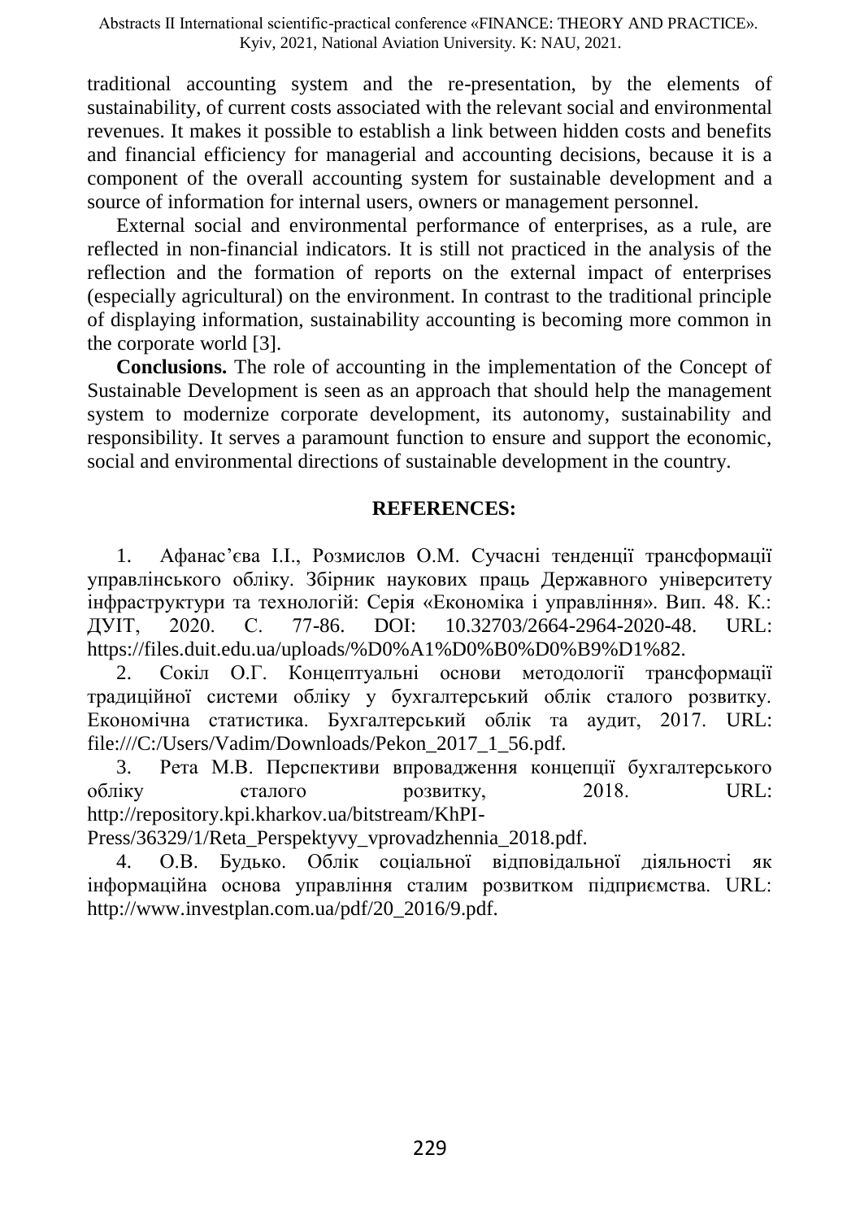traditional accounting system and the re-presentation, by the elements of sustainability, of current costs associated with the relevant social and environmental revenues. It makes it possible to establish a link between hidden costs and benefits and financial efficiency for managerial and accounting decisions, because it is a component of the overall accounting system for sustainable development and a source of information for internal users, owners or management personnel.

External social and environmental performance of enterprises, as a rule, are reflected in non-financial indicators. It is still not practiced in the analysis of the reflection and the formation of reports on the external impact of enterprises (especially agricultural) on the environment. In contrast to the traditional principle of displaying information, sustainability accounting is becoming more common in the corporate world [3].

**Conclusions.** The role of accounting in the implementation of the Concept of Sustainable Development is seen as an approach that should help the management system to modernize corporate development, its autonomy, sustainability and responsibility. It serves a paramount function to ensure and support the economic, social and environmental directions of sustainable development in the country.

**REFERENCES:**

1. Афанас'єва І.І., Розмислов О.М. Сучасні тенденції трансформації управлінського обліку. Збірник наукових праць Державного університету інфраструктури та технологій: Серія «Економіка і управління». Вип. 48. К.: ДУІТ, 2020. С. 77-86. DOI: 10.32703/2664-2964-2020-48. URL: https://files.duit.edu.ua/uploads/%D0%A1%D0%B0%D0%B9%D1%82.
2. Сокіл О.Г. Концептуальні основи методології трансформації традиційної системи обліку у бухгалтерський облік сталого розвитку. Економічна статистика. Бухгалтерський облік та аудит, 2017. URL: file:///C:/Users/Vadim/Downloads/Pekon_2017_1_56.pdf.
3. Рета М.В. Перспективи впровадження концепції бухгалтерського обліку сталого розвитку, 2018. URL: http://repository.kpi.kharkov.ua/bitstream/KhPI-Press/36329/1/Reta_Perspektyvy_vprovadzhennia_2018.pdf.
4. О.В. Будько. Облік соціальної відповідальної діяльності як інформаційна основа управління сталим розвитком підприємства. URL: http://www.investplan.com.ua/pdf/20_2016/9.pdf.